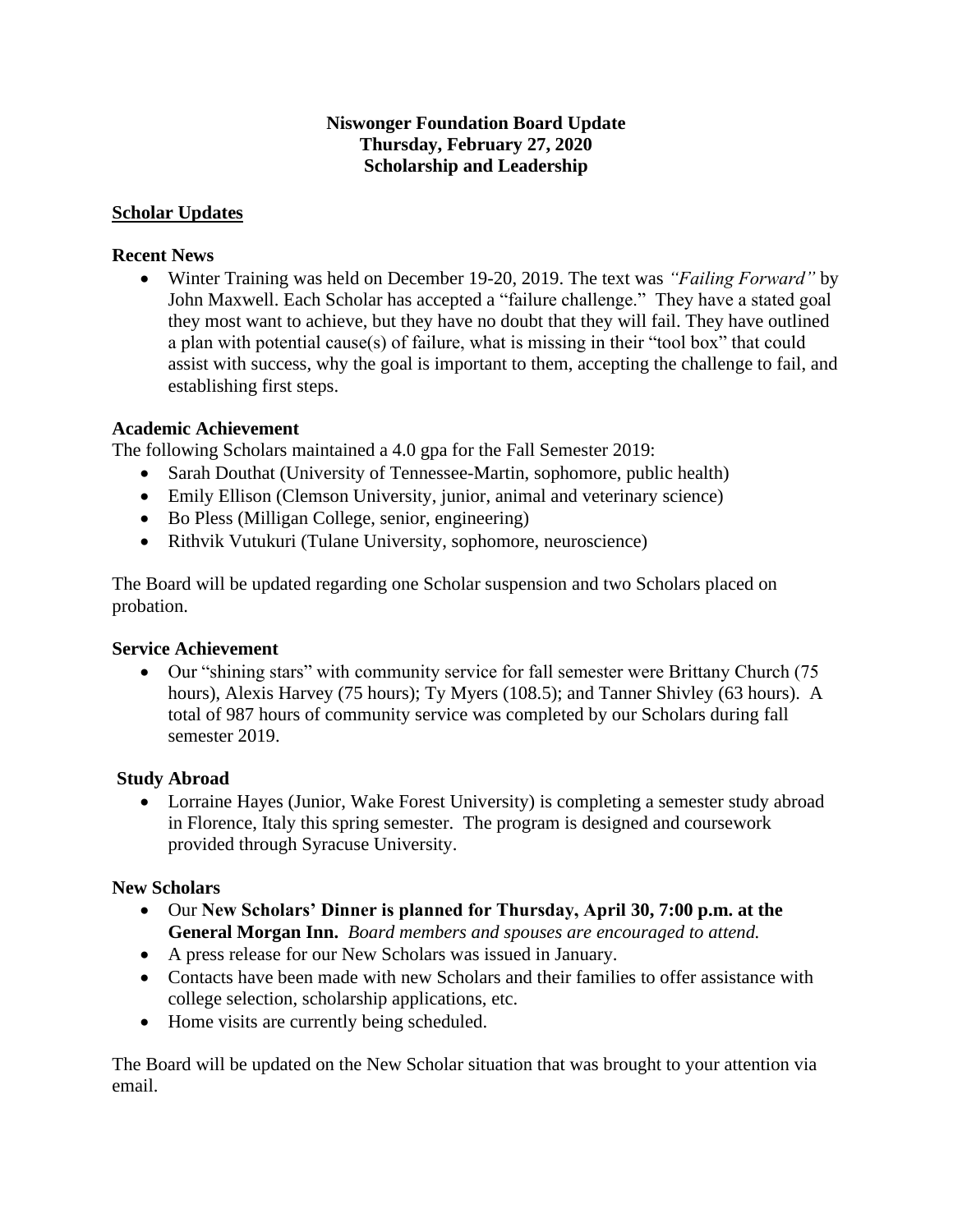**Niswonger Foundation Board Update**
**Thursday, February 27, 2020**
**Scholarship and Leadership**

## Scholar Updates

### Recent News

- Winter Training was held on December 19-20, 2019. The text was *"Failing Forward"* by John Maxwell. Each Scholar has accepted a "failure challenge." They have a stated goal they most want to achieve, but they have no doubt that they will fail. They have outlined a plan with potential cause(s) of failure, what is missing in their "tool box" that could assist with success, why the goal is important to them, accepting the challenge to fail, and establishing first steps.

### Academic Achievement

The following Scholars maintained a 4.0 gpa for the Fall Semester 2019:

- Sarah Douthat (University of Tennessee-Martin, sophomore, public health)
- Emily Ellison (Clemson University, junior, animal and veterinary science)
- Bo Pless (Milligan College, senior, engineering)
- Rithvik Vutukuri (Tulane University, sophomore, neuroscience)

The Board will be updated regarding one Scholar suspension and two Scholars placed on probation.

### Service Achievement

- Our "shining stars" with community service for fall semester were Brittany Church (75 hours), Alexis Harvey (75 hours); Ty Myers (108.5); and Tanner Shivley (63 hours). A total of 987 hours of community service was completed by our Scholars during fall semester 2019.

### Study Abroad

- Lorraine Hayes (Junior, Wake Forest University) is completing a semester study abroad in Florence, Italy this spring semester. The program is designed and coursework provided through Syracuse University.

### New Scholars

- Our **New Scholars' Dinner is planned for Thursday, April 30, 7:00 p.m. at the General Morgan Inn.** *Board members and spouses are encouraged to attend.*
- A press release for our New Scholars was issued in January.
- Contacts have been made with new Scholars and their families to offer assistance with college selection, scholarship applications, etc.
- Home visits are currently being scheduled.

The Board will be updated on the New Scholar situation that was brought to your attention via email.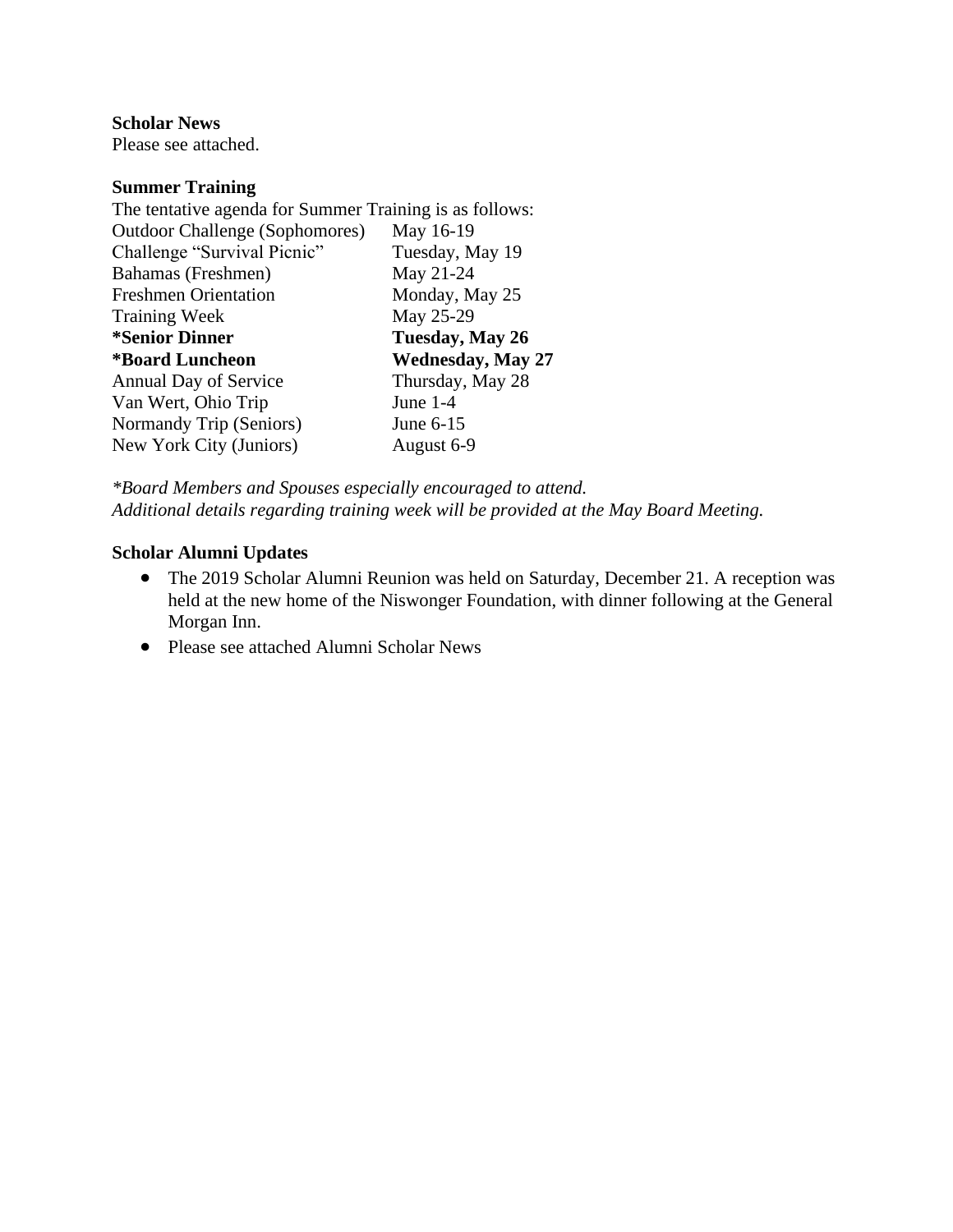**Scholar News**
Please see attached.

**Summer Training**
The tentative agenda for Summer Training is as follows:

| | |
|---|---|
| Outdoor Challenge (Sophomores) | May 16-19 |
| Challenge "Survival Picnic" | Tuesday, May 19 |
| Bahamas (Freshmen) | May 21-24 |
| Freshmen Orientation | Monday, May 25 |
| Training Week | May 25-29 |
| **\*Senior Dinner** | **Tuesday, May 26** |
| **\*Board Luncheon** | **Wednesday, May 27** |
| Annual Day of Service | Thursday, May 28 |
| Van Wert, Ohio Trip | June 1-4 |
| Normandy Trip (Seniors) | June 6-15 |
| New York City (Juniors) | August 6-9 |

*\*Board Members and Spouses especially encouraged to attend.*
*Additional details regarding training week will be provided at the May Board Meeting.*

**Scholar Alumni Updates**

- The 2019 Scholar Alumni Reunion was held on Saturday, December 21. A reception was held at the new home of the Niswonger Foundation, with dinner following at the General Morgan Inn.
- Please see attached Alumni Scholar News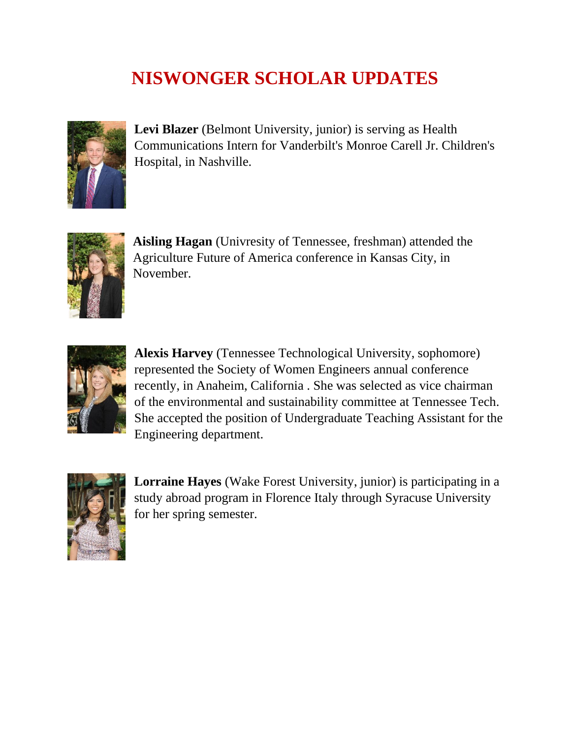# NISWONGER SCHOLAR UPDATES

**Levi Blazer** (Belmont University, junior) is serving as Health Communications Intern for Vanderbilt's Monroe Carell Jr. Children's Hospital, in Nashville.

**Aisling Hagan** (Univresity of Tennessee, freshman) attended the Agriculture Future of America conference in Kansas City, in November.

**Alexis Harvey** (Tennessee Technological University, sophomore) represented the Society of Women Engineers annual conference recently, in Anaheim, California . She was selected as vice chairman of the environmental and sustainability committee at Tennessee Tech. She accepted the position of Undergraduate Teaching Assistant for the Engineering department.

**Lorraine Hayes** (Wake Forest University, junior) is participating in a study abroad program in Florence Italy through Syracuse University for her spring semester.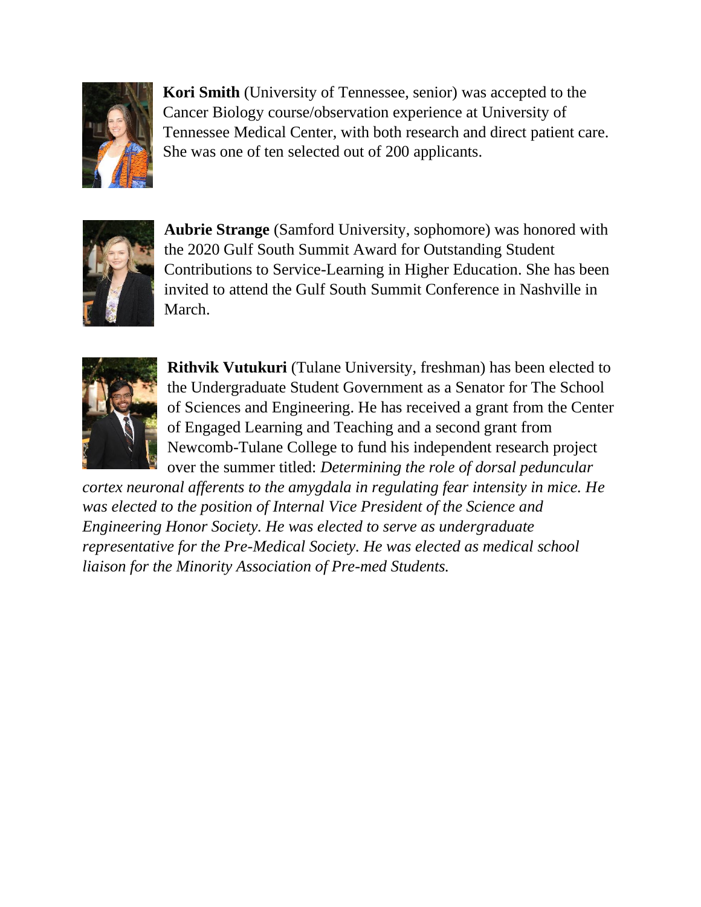**Kori Smith** (University of Tennessee, senior) was accepted to the Cancer Biology course/observation experience at University of Tennessee Medical Center, with both research and direct patient care. She was one of ten selected out of 200 applicants.

**Aubrie Strange** (Samford University, sophomore) was honored with the 2020 Gulf South Summit Award for Outstanding Student Contributions to Service-Learning in Higher Education. She has been invited to attend the Gulf South Summit Conference in Nashville in March.

**Rithvik Vutukuri** (Tulane University, freshman) has been elected to the Undergraduate Student Government as a Senator for The School of Sciences and Engineering. He has received a grant from the Center of Engaged Learning and Teaching and a second grant from Newcomb-Tulane College to fund his independent research project over the summer titled: *Determining the role of dorsal peduncular cortex neuronal afferents to the amygdala in regulating fear intensity in mice. He was elected to the position of Internal Vice President of the Science and Engineering Honor Society. He was elected to serve as undergraduate representative for the Pre-Medical Society. He was elected as medical school liaison for the Minority Association of Pre-med Students.*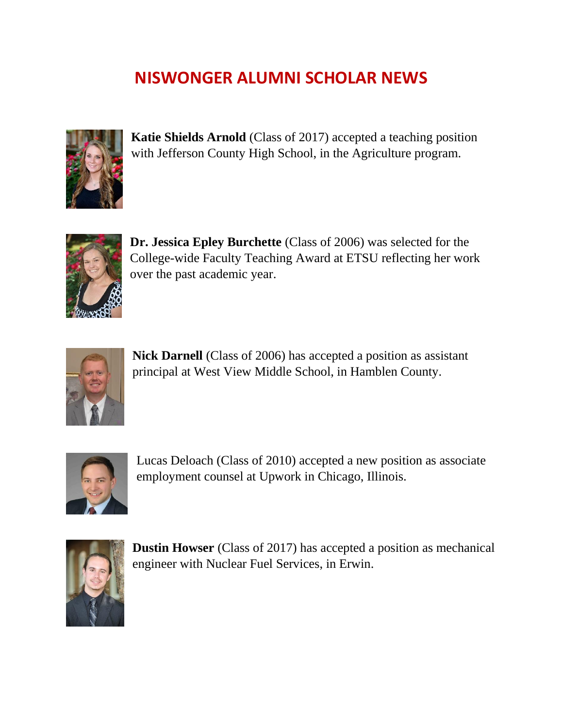# NISWONGER ALUMNI SCHOLAR NEWS

**Katie Shields Arnold** (Class of 2017) accepted a teaching position with Jefferson County High School, in the Agriculture program.

**Dr. Jessica Epley Burchette** (Class of 2006) was selected for the College-wide Faculty Teaching Award at ETSU reflecting her work over the past academic year.

**Nick Darnell** (Class of 2006) has accepted a position as assistant principal at West View Middle School, in Hamblen County.

Lucas Deloach (Class of 2010) accepted a new position as associate employment counsel at Upwork in Chicago, Illinois.

**Dustin Howser** (Class of 2017) has accepted a position as mechanical engineer with Nuclear Fuel Services, in Erwin.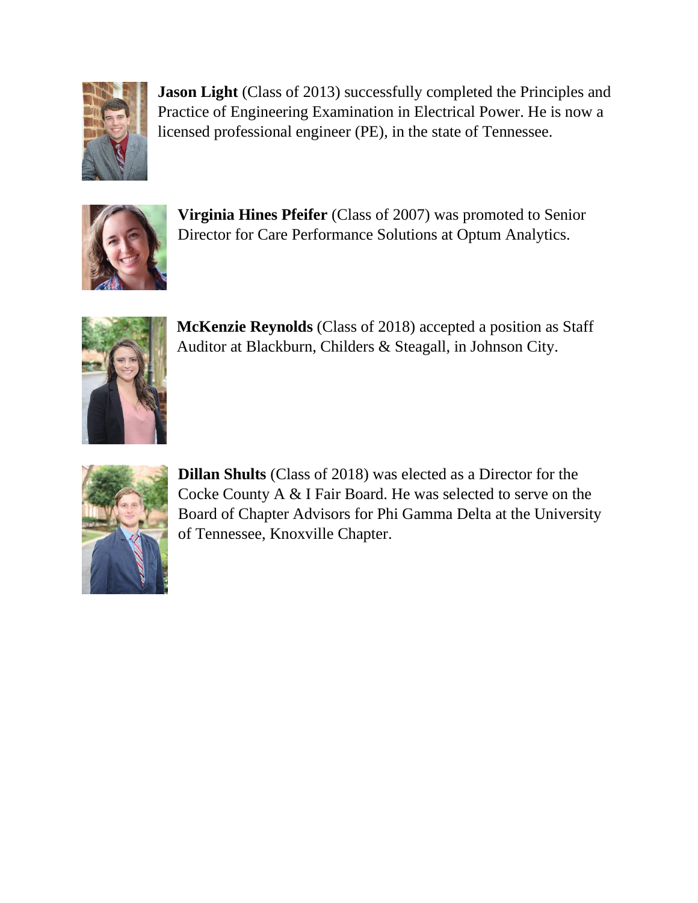**Jason Light** (Class of 2013) successfully completed the Principles and Practice of Engineering Examination in Electrical Power. He is now a licensed professional engineer (PE), in the state of Tennessee.

**Virginia Hines Pfeifer** (Class of 2007) was promoted to Senior Director for Care Performance Solutions at Optum Analytics.

**McKenzie Reynolds** (Class of 2018) accepted a position as Staff Auditor at Blackburn, Childers & Steagall, in Johnson City.

**Dillan Shults** (Class of 2018) was elected as a Director for the Cocke County A & I Fair Board. He was selected to serve on the Board of Chapter Advisors for Phi Gamma Delta at the University of Tennessee, Knoxville Chapter.